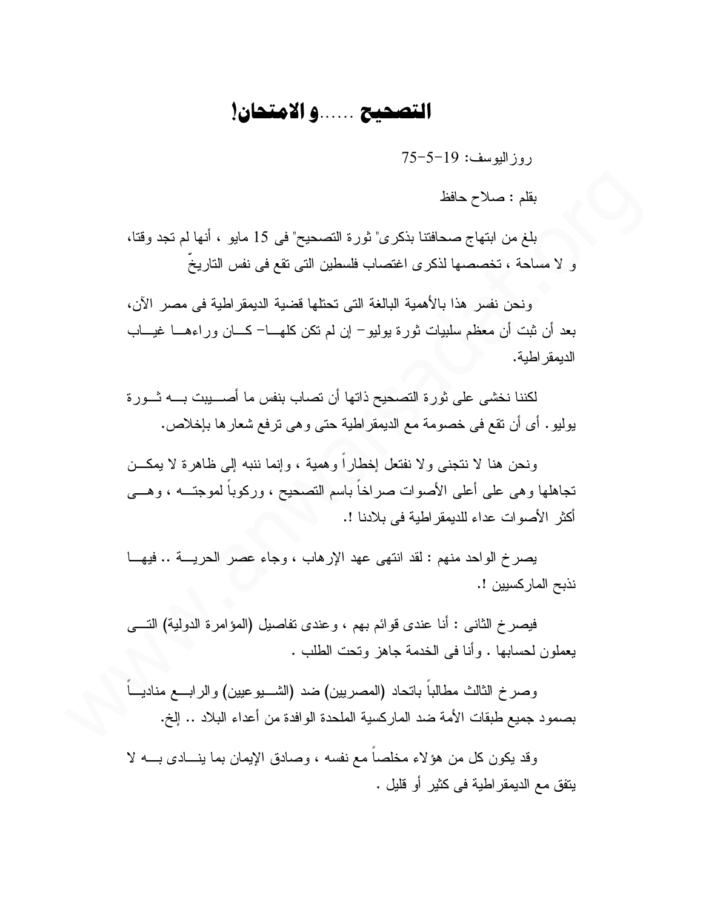# التصحيح ......و الامتحان!

روزاليوسف: 19-5-75

بقلم : صلاح حافظ

بلغ من ابتهاج صحافتنا بذكرى" ثورة التصحيح" فى 15 مايو ، أنها لم تجد وقتا، و لا مساحة ، تخصصها لذكرى اغتصاب فلسطين التى تقع فى نفس التاريخ

ونحن نفسر هذا بالأهمية البالغة التى تحتلها قضية الديمقراطية فى مصر الآن، بعد أن ثبت أن معظم سلبيات ثورة يوليو- إن لم تكن كلها- كان وراءها غياب الديمقراطية.

لكننا نخشى على ثورة التصحيح ذاتها أن تصاب بنفس ما أصيبت به ثورة يوليو. أى أن تقع فى خصومة مع الديمقراطية حتى وهى ترفع شعارها بإخلاص.

ونحن هنا لا نتجنى ولا نفتعل إخطاراً وهمية ، وإنما ننبه إلى ظاهرة لا يمكن تجاهلها وهى على أعلى الأصوات صراخاً باسم التصحيح ، وركوباً لموجته ، وهى أكثر الأصوات عداء للديمقراطية فى بلادنا !.

يصرخ الواحد منهم : لقد انتهى عهد الإرهاب ، وجاء عصر الحرية .. فيها نذبح الماركسيين !.

فيصرخ الثانى : أنا عندى قوائم بهم ، وعندى تفاصيل (المؤامرة الدولية) التى يعملون لحسابها . وأنا فى الخدمة جاهز وتحت الطلب .

وصرخ الثالث مطالباً باتحاد (المصريين) ضد (الشيوعيين) والرابع منادياً بصمود جميع طبقات الأمة ضد الماركسية الملحدة الوافدة من أعداء البلاد .. إلخ.

وقد يكون كل من هؤلاء مخلصاً مع نفسه ، وصادق الإيمان بما ينادى به لا يتفق مع الديمقراطية فى كثير أو قليل .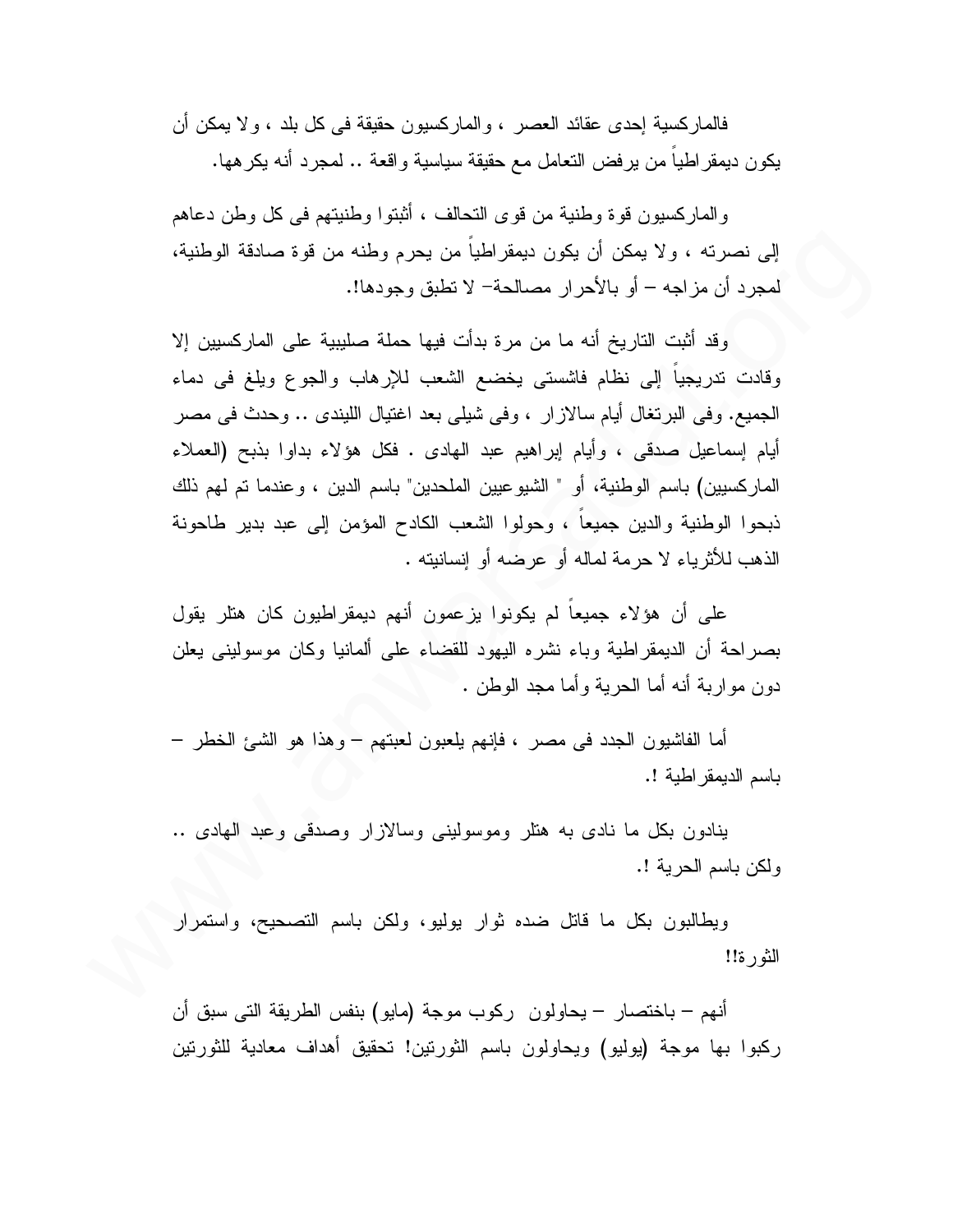فالماركسية إحدى عقائد العصر ، والماركسيون حقيقة فى كل بلد ، ولا يمكن أن يكون ديمقراطياً من يرفض التعامل مع حقيقة سياسية واقعة .. لمجرد أنه يكرهها.

والماركسيون قوة وطنية من قوى التحالف ، أثبتوا وطنيتهم فى كل وطن دعاهم إلى نصرته ، ولا يمكن أن يكون ديمقراطياً من يحرم وطنه من قوة صادقة الوطنية، لمجرد أن مزاجه – أو بالأحرار مصالحة– لا تطبق وجودها!.

وقد أثبت التاريخ أنه ما من مرة بدأت فيها حملة صليبية على الماركسيين إلا وقادت تدريجياً إلى نظام فاشستى يخضع الشعب للإرهاب والجوع ويلغ فى دماء الجميع. وفى البرتغال أيام سالازار ، وفى شيلى بعد اغتيال الليندى .. وحدث فى مصر أيام إسماعيل صدقى ، وأيام إبراهيم عبد الهادى . فكل هؤلاء بداوا بذبح (العملاء الماركسيين) باسم الوطنية، أو " الشيوعيين الملحدين" باسم الدين ، وعندما تم لهم ذلك ذبحوا الوطنية والدين جميعاً ، وحولوا الشعب الكادح المؤمن إلى عبد بدير طاحونة الذهب للأثرياء لا حرمة لماله أو عرضه أو إنسانيته .

على أن هؤلاء جميعاً لم يكونوا يزعمون أنهم ديمقراطيون كان هتلر يقول بصراحة أن الديمقراطية وباء نشره اليهود للقضاء على ألمانيا وكان موسولينى يعلن دون مواربة أنه أما الحرية وأما مجد الوطن .

أما الفاشيون الجدد فى مصر ، فإنهم يلعبون لعبتهم – وهذا هو الشئ الخطر – باسم الديمقراطية !.

ينادون بكل ما نادى به هتلر وموسولينى وسالازار وصدقى وعبد الهادى .. ولكن باسم الحرية !.

ويطالبون بكل ما قاتل ضده ثوار يوليو، ولكن باسم التصحيح، واستمرار الثورة!!

أنهم – باختصار – يحاولون ركوب موجة (مايو) بنفس الطريقة التى سبق أن ركبوا بها موجة (يوليو) ويحاولون باسم الثورتين! تحقيق أهداف معادية للثورتين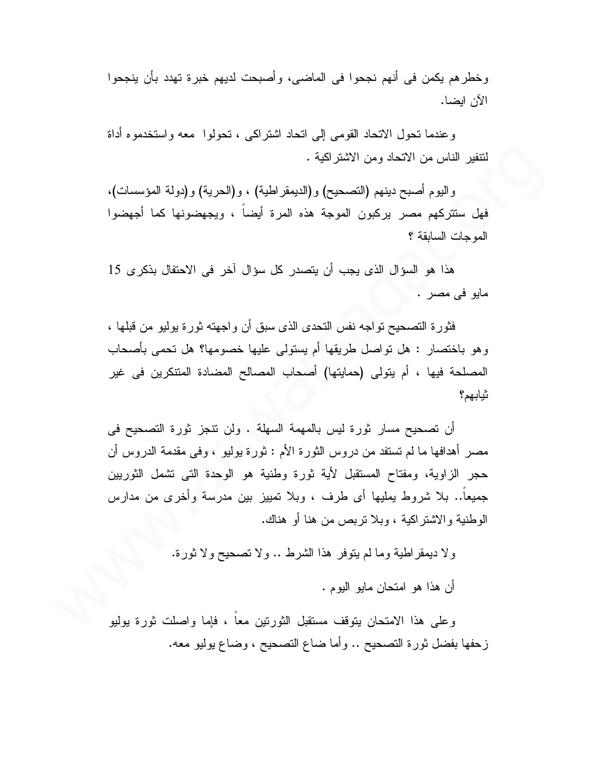وخطرهم يكمن فى أنهم نجحوا فى الماضى، وأصبحت لديهم خبرة تهدد بأن ينجحوا الآن ايضا.

وعندما تحول الاتحاد القومى إلى اتحاد اشتراكى ، تحولوا معه واستخدموه أداة لتنفير الناس من الاتحاد ومن الاشتراكية .

واليوم أصبح دينهم (التصحيح) و(الديمقراطية) ، و(الحرية) و(دولة المؤسسات)، فهل ستتركهم مصر يركبون الموجة هذه المرة أيضاً ، ويجهضونها كما أجهضوا الموجات السابقة ؟

هذا هو السؤال الذى يجب أن يتصدر كل سؤال آخر فى الاحتفال بذكرى 15 مايو فى مصر .

فثورة التصحيح تواجه نفس التحدى الذى سبق أن واجهته ثورة يوليو من قبلها ، وهو باختصار : هل تواصل طريقها أم يستولى عليها خصومها؟ هل تحمى بأصحاب المصلحة فيها ، أم يتولى (حمايتها) أصحاب المصالح المضادة المتنكرين فى غير ثيابهم؟

أن تصحيح مسار ثورة ليس بالمهمة السهلة . ولن تنجز ثورة التصحيح فى مصر أهدافها ما لم تستفد من دروس الثورة الأم : ثورة يوليو ، وفى مقدمة الدروس أن حجر الزاوية، ومفتاح المستقبل لأية ثورة وطنية هو الوحدة التى تشمل الثوريين جميعاً.. بلا شروط يمليها أى طرف ، وبلا تمييز بين مدرسة وأخرى من مدارس الوطنية والاشتراكية ، وبلا تربص من هنا أو هناك.

ولا ديمقراطية وما لم يتوفر هذا الشرط .. ولا تصحيح ولا ثورة.

أن هذا هو امتحان مايو اليوم .

وعلى هذا الامتحان يتوقف مستقبل الثورتين معاً ، فإما واصلت ثورة يوليو زحفها بفضل ثورة التصحيح .. وأما ضاع التصحيح ، وضاع يوليو معه.